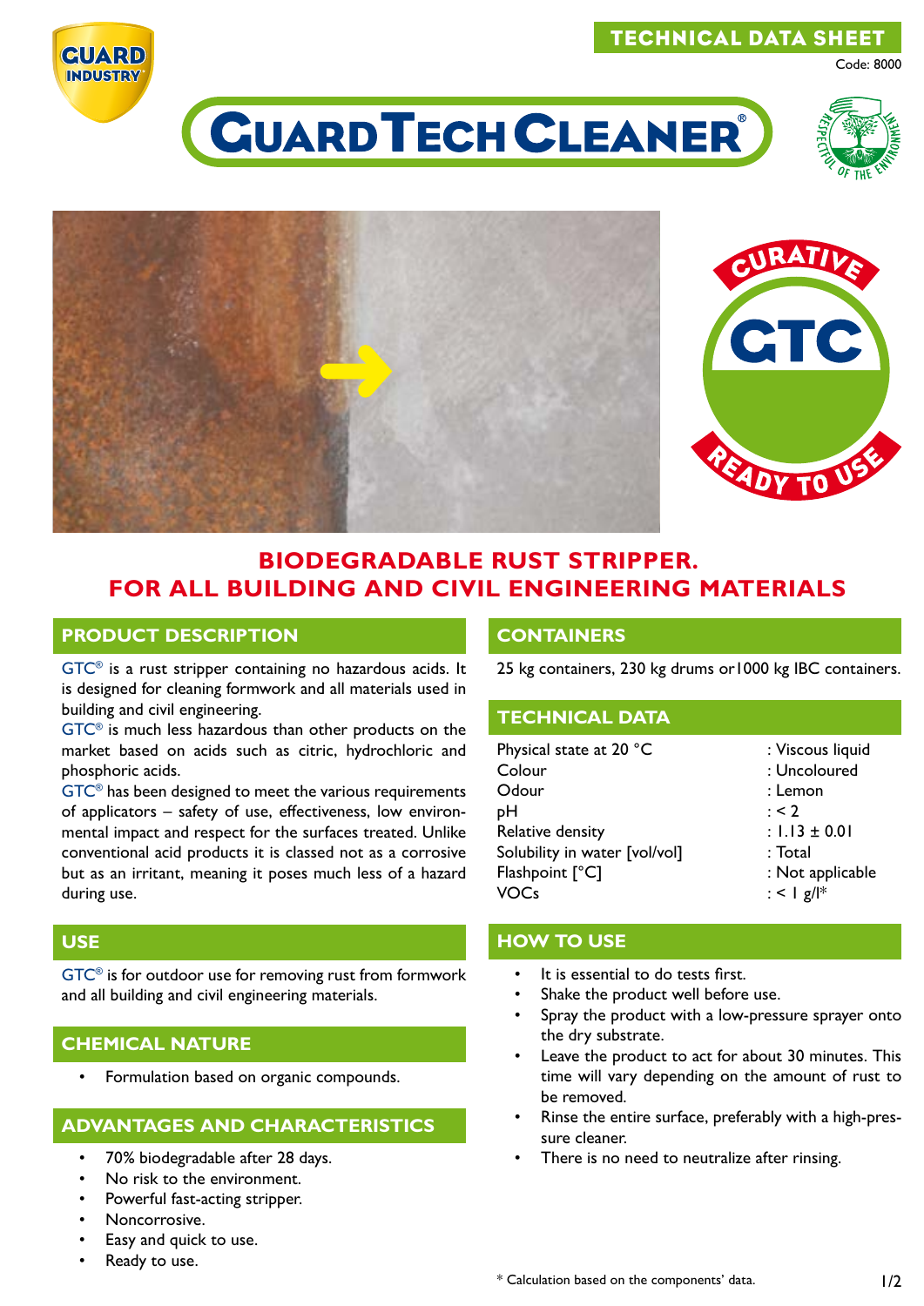TECHNICAL DATA SHEET

Code: 8000

# GuardTechCleaner®

CURATIVE

GTC

READY TO USE

## BIODEGRADABLE RUST STRIPPER. FOR ALL BUILDING AND CIVIL ENGINEERING MATERIALS

## PRODUCT DESCRIPTION

GTC® is a rust stripper containing no hazardous acids. It is designed for cleaning formwork and all materials used in building and civil engineering.

GTC® is much less hazardous than other products on the market based on acids such as citric, hydrochloric and phosphoric acids.

GTC® has been designed to meet the various requirements of applicators – safety of use, effectiveness, low environmental impact and respect for the surfaces treated. Unlike conventional acid products it is classed not as a corrosive but as an irritant, meaning it poses much less of a hazard during use.

## USE

GTC® is for outdoor use for removing rust from formwork and all building and civil engineering materials.

## CHEMICAL NATURE

- Formulation based on organic compounds.

## ADVANTAGES AND CHARACTERISTICS

- 70% biodegradable after 28 days.
- No risk to the environment.
- Powerful fast-acting stripper.
- Noncorrosive.
- Easy and quick to use.
- Ready to use.

## CONTAINERS

25 kg containers, 230 kg drums or1000 kg IBC containers.

## TECHNICAL DATA

| | |
|---|---|
| Physical state at 20 °C | : Viscous liquid |
| Colour | : Uncoloured |
| Odour | : Lemon |
| pH | : < 2 |
| Relative density | : 1.13 ± 0.01 |
| Solubility in water [vol/vol] | : Total |
| Flashpoint [°C] | : Not applicable |
| VOCs | : < 1 g/l* |

## HOW TO USE

- It is essential to do tests first.
- Shake the product well before use.
- Spray the product with a low-pressure sprayer onto the dry substrate.
- Leave the product to act for about 30 minutes. This time will vary depending on the amount of rust to be removed.
- Rinse the entire surface, preferably with a high-pressure cleaner.
- There is no need to neutralize after rinsing.

\* Calculation based on the components' data.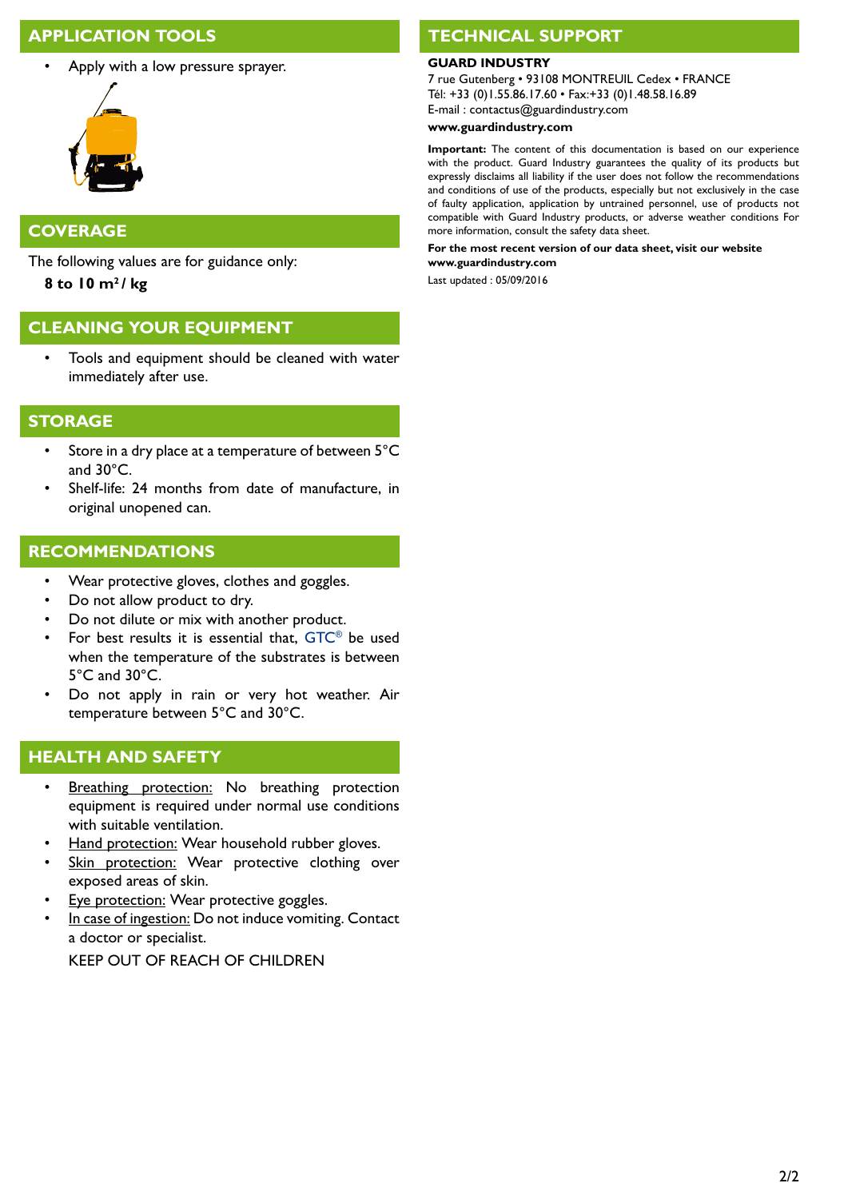## APPLICATION TOOLS

- Apply with a low pressure sprayer.

## COVERAGE

The following values are for guidance only:

**8 to 10 m²/ kg**

## CLEANING YOUR EQUIPMENT

- Tools and equipment should be cleaned with water immediately after use.

## STORAGE

- Store in a dry place at a temperature of between 5°C and 30°C.
- Shelf-life: 24 months from date of manufacture, in original unopened can.

## RECOMMENDATIONS

- Wear protective gloves, clothes and goggles.
- Do not allow product to dry.
- Do not dilute or mix with another product.
- For best results it is essential that, GTC® be used when the temperature of the substrates is between 5°C and 30°C.
- Do not apply in rain or very hot weather. Air temperature between 5°C and 30°C.

## HEALTH AND SAFETY

- Breathing protection: No breathing protection equipment is required under normal use conditions with suitable ventilation.
- Hand protection: Wear household rubber gloves.
- Skin protection: Wear protective clothing over exposed areas of skin.
- Eye protection: Wear protective goggles.
- In case of ingestion: Do not induce vomiting. Contact a doctor or specialist.

KEEP OUT OF REACH OF CHILDREN

## TECHNICAL SUPPORT

**GUARD INDUSTRY**
7 rue Gutenberg • 93108 MONTREUIL Cedex • FRANCE
Tél: +33 (0)1.55.86.17.60 • Fax:+33 (0)1.48.58.16.89
E-mail : contactus@guardindustry.com

**www.guardindustry.com**

**Important:** The content of this documentation is based on our experience with the product. Guard Industry guarantees the quality of its products but expressly disclaims all liability if the user does not follow the recommendations and conditions of use of the products, especially but not exclusively in the case of faulty application, application by untrained personnel, use of products not compatible with Guard Industry products, or adverse weather conditions For more information, consult the safety data sheet.

**For the most recent version of our data sheet, visit our website www.guardindustry.com**

Last updated : 05/09/2016